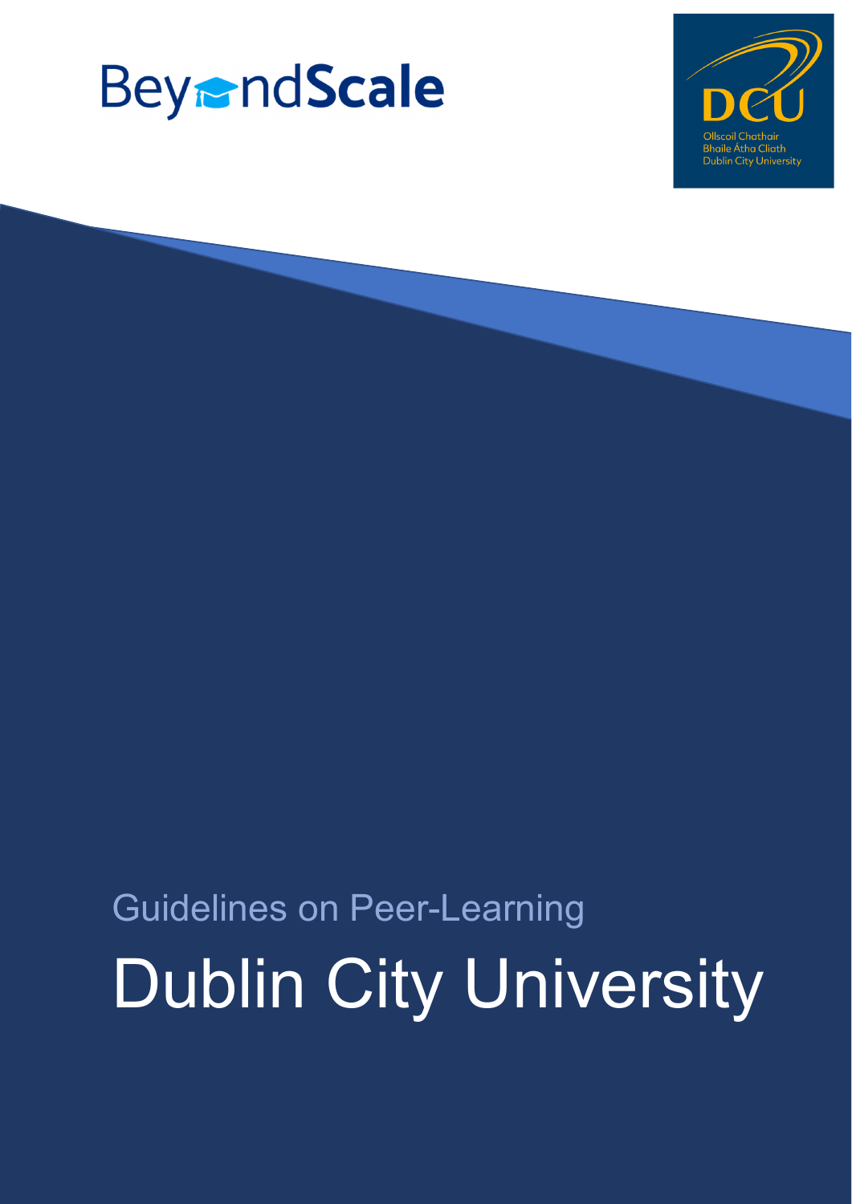BeyondScale

DCU

Ollscoil Chathair Bhaile Átha Cliath
Dublin City University

Guidelines on Peer-Learning

# Dublin City University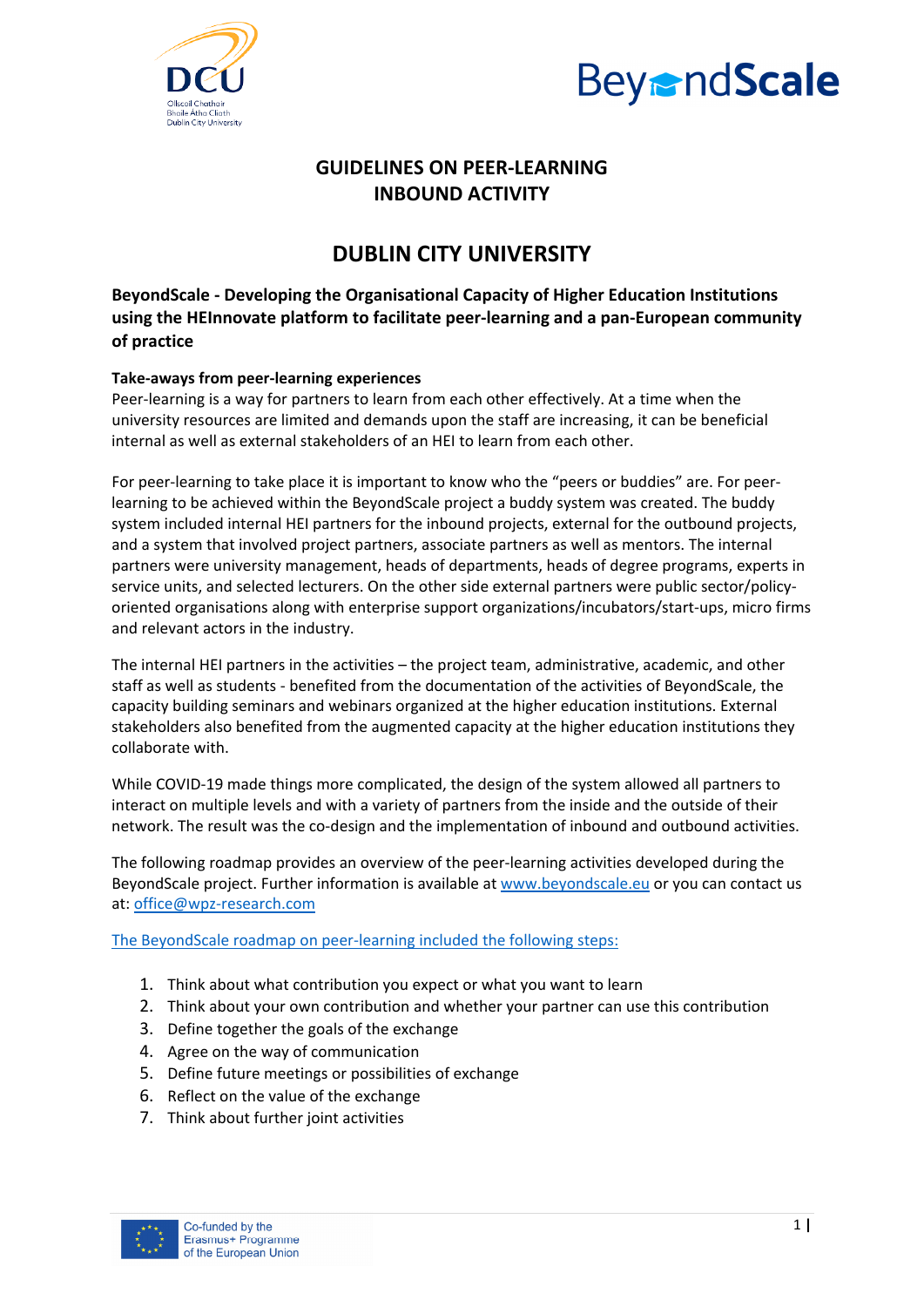# GUIDELINES ON PEER-LEARNING INBOUND ACTIVITY

# DUBLIN CITY UNIVERSITY

**BeyondScale - Developing the Organisational Capacity of Higher Education Institutions using the HEInnovate platform to facilitate peer-learning and a pan-European community of practice**

**Take-aways from peer-learning experiences**

Peer-learning is a way for partners to learn from each other effectively. At a time when the university resources are limited and demands upon the staff are increasing, it can be beneficial internal as well as external stakeholders of an HEI to learn from each other.

For peer-learning to take place it is important to know who the "peers or buddies" are. For peer-learning to be achieved within the BeyondScale project a buddy system was created. The buddy system included internal HEI partners for the inbound projects, external for the outbound projects, and a system that involved project partners, associate partners as well as mentors. The internal partners were university management, heads of departments, heads of degree programs, experts in service units, and selected lecturers. On the other side external partners were public sector/policy-oriented organisations along with enterprise support organizations/incubators/start-ups, micro firms and relevant actors in the industry.

The internal HEI partners in the activities – the project team, administrative, academic, and other staff as well as students - benefited from the documentation of the activities of BeyondScale, the capacity building seminars and webinars organized at the higher education institutions. External stakeholders also benefited from the augmented capacity at the higher education institutions they collaborate with.

While COVID-19 made things more complicated, the design of the system allowed all partners to interact on multiple levels and with a variety of partners from the inside and the outside of their network. The result was the co-design and the implementation of inbound and outbound activities.

The following roadmap provides an overview of the peer-learning activities developed during the BeyondScale project. Further information is available at [www.beyondscale.eu](www.beyondscale.eu) or you can contact us at: office@wpz-research.com

The BeyondScale roadmap on peer-learning included the following steps:

1. Think about what contribution you expect or what you want to learn
2. Think about your own contribution and whether your partner can use this contribution
3. Define together the goals of the exchange
4. Agree on the way of communication
5. Define future meetings or possibilities of exchange
6. Reflect on the value of the exchange
7. Think about further joint activities

Co-funded by the Erasmus+ Programme of the European Union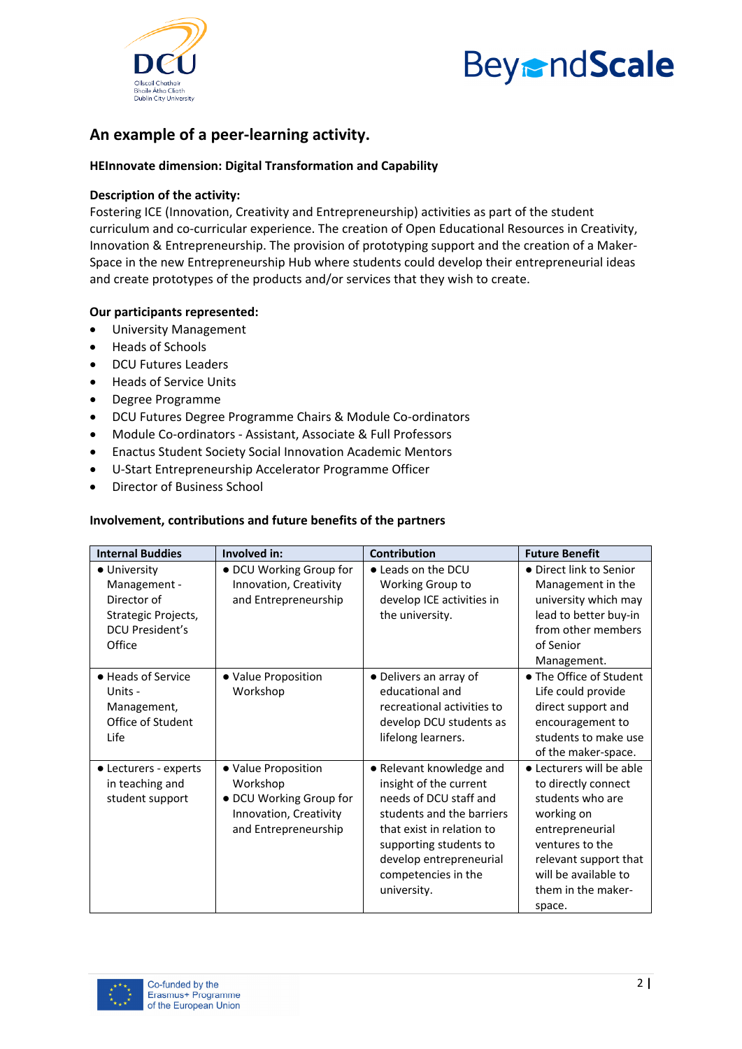## An example of a peer-learning activity.

**HEInnovate dimension: Digital Transformation and Capability**

**Description of the activity:**
Fostering ICE (Innovation, Creativity and Entrepreneurship) activities as part of the student curriculum and co-curricular experience. The creation of Open Educational Resources in Creativity, Innovation & Entrepreneurship. The provision of prototyping support and the creation of a Maker-Space in the new Entrepreneurship Hub where students could develop their entrepreneurial ideas and create prototypes of the products and/or services that they wish to create.

**Our participants represented:**

- University Management
- Heads of Schools
- DCU Futures Leaders
- Heads of Service Units
- Degree Programme
- DCU Futures Degree Programme Chairs & Module Co-ordinators
- Module Co-ordinators - Assistant, Associate & Full Professors
- Enactus Student Society Social Innovation Academic Mentors
- U-Start Entrepreneurship Accelerator Programme Officer
- Director of Business School

**Involvement, contributions and future benefits of the partners**

| Internal Buddies | Involved in: | Contribution | Future Benefit |
|---|---|---|---|
| • University Management - Director of Strategic Projects, DCU President's Office | • DCU Working Group for Innovation, Creativity and Entrepreneurship | • Leads on the DCU Working Group to develop ICE activities in the university. | • Direct link to Senior Management in the university which may lead to better buy-in from other members of Senior Management. |
| • Heads of Service Units - Management, Office of Student Life | • Value Proposition Workshop | • Delivers an array of educational and recreational activities to develop DCU students as lifelong learners. | • The Office of Student Life could provide direct support and encouragement to students to make use of the maker-space. |
| • Lecturers - experts in teaching and student support | • Value Proposition Workshop<br>• DCU Working Group for Innovation, Creativity and Entrepreneurship | • Relevant knowledge and insight of the current needs of DCU staff and students and the barriers that exist in relation to supporting students to develop entrepreneurial competencies in the university. | • Lecturers will be able to directly connect students who are working on entrepreneurial ventures to the relevant support that will be available to them in the maker-space. |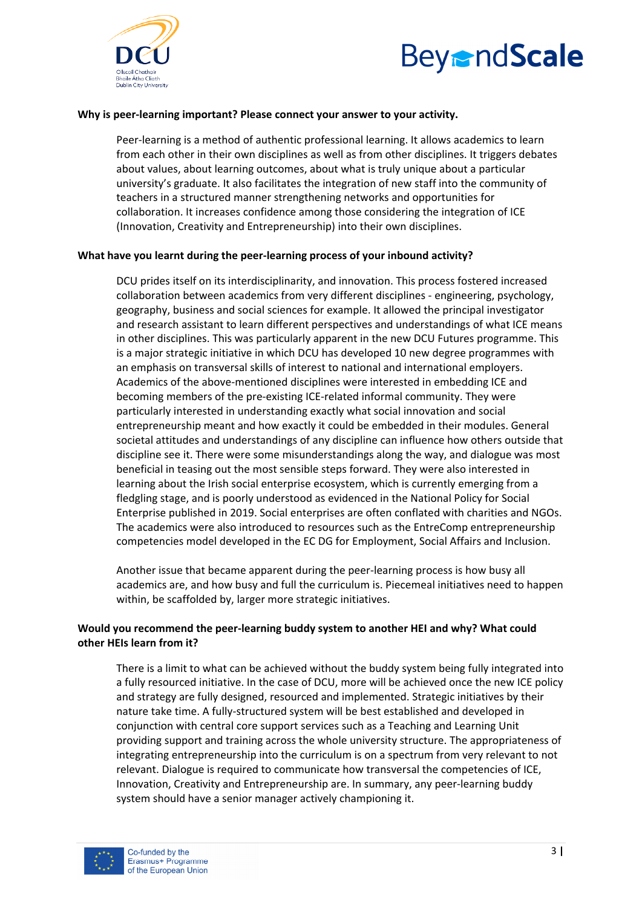**Why is peer-learning important? Please connect your answer to your activity.**

Peer-learning is a method of authentic professional learning. It allows academics to learn from each other in their own disciplines as well as from other disciplines. It triggers debates about values, about learning outcomes, about what is truly unique about a particular university's graduate. It also facilitates the integration of new staff into the community of teachers in a structured manner strengthening networks and opportunities for collaboration. It increases confidence among those considering the integration of ICE (Innovation, Creativity and Entrepreneurship) into their own disciplines.

**What have you learnt during the peer-learning process of your inbound activity?**

DCU prides itself on its interdisciplinarity, and innovation. This process fostered increased collaboration between academics from very different disciplines - engineering, psychology, geography, business and social sciences for example. It allowed the principal investigator and research assistant to learn different perspectives and understandings of what ICE means in other disciplines. This was particularly apparent in the new DCU Futures programme. This is a major strategic initiative in which DCU has developed 10 new degree programmes with an emphasis on transversal skills of interest to national and international employers. Academics of the above-mentioned disciplines were interested in embedding ICE and becoming members of the pre-existing ICE-related informal community. They were particularly interested in understanding exactly what social innovation and social entrepreneurship meant and how exactly it could be embedded in their modules. General societal attitudes and understandings of any discipline can influence how others outside that discipline see it. There were some misunderstandings along the way, and dialogue was most beneficial in teasing out the most sensible steps forward. They were also interested in learning about the Irish social enterprise ecosystem, which is currently emerging from a fledgling stage, and is poorly understood as evidenced in the National Policy for Social Enterprise published in 2019. Social enterprises are often conflated with charities and NGOs. The academics were also introduced to resources such as the EntreComp entrepreneurship competencies model developed in the EC DG for Employment, Social Affairs and Inclusion.

Another issue that became apparent during the peer-learning process is how busy all academics are, and how busy and full the curriculum is. Piecemeal initiatives need to happen within, be scaffolded by, larger more strategic initiatives.

**Would you recommend the peer-learning buddy system to another HEI and why? What could other HEIs learn from it?**

There is a limit to what can be achieved without the buddy system being fully integrated into a fully resourced initiative. In the case of DCU, more will be achieved once the new ICE policy and strategy are fully designed, resourced and implemented. Strategic initiatives by their nature take time. A fully-structured system will be best established and developed in conjunction with central core support services such as a Teaching and Learning Unit providing support and training across the whole university structure. The appropriateness of integrating entrepreneurship into the curriculum is on a spectrum from very relevant to not relevant. Dialogue is required to communicate how transversal the competencies of ICE, Innovation, Creativity and Entrepreneurship are. In summary, any peer-learning buddy system should have a senior manager actively championing it.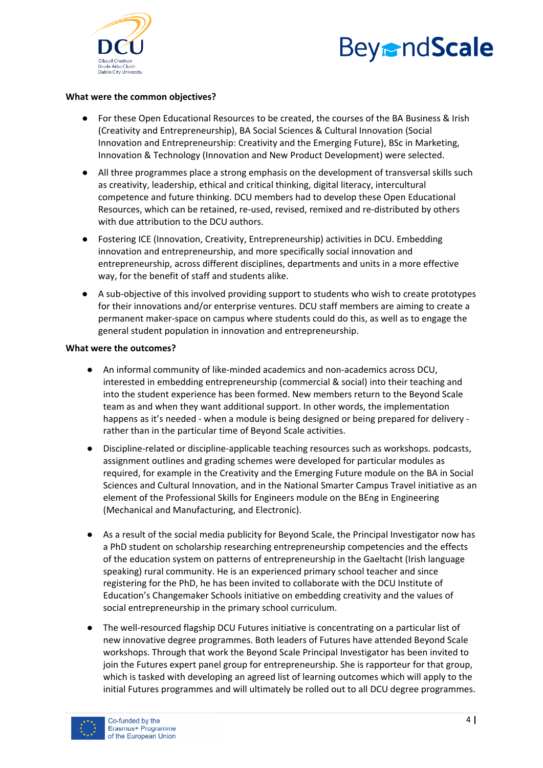**What were the common objectives?**

- For these Open Educational Resources to be created, the courses of the BA Business & Irish (Creativity and Entrepreneurship), BA Social Sciences & Cultural Innovation (Social Innovation and Entrepreneurship: Creativity and the Emerging Future), BSc in Marketing, Innovation & Technology (Innovation and New Product Development) were selected.
- All three programmes place a strong emphasis on the development of transversal skills such as creativity, leadership, ethical and critical thinking, digital literacy, intercultural competence and future thinking. DCU members had to develop these Open Educational Resources, which can be retained, re-used, revised, remixed and re-distributed by others with due attribution to the DCU authors.
- Fostering ICE (Innovation, Creativity, Entrepreneurship) activities in DCU. Embedding innovation and entrepreneurship, and more specifically social innovation and entrepreneurship, across different disciplines, departments and units in a more effective way, for the benefit of staff and students alike.
- A sub-objective of this involved providing support to students who wish to create prototypes for their innovations and/or enterprise ventures. DCU staff members are aiming to create a permanent maker-space on campus where students could do this, as well as to engage the general student population in innovation and entrepreneurship.

**What were the outcomes?**

- An informal community of like-minded academics and non-academics across DCU, interested in embedding entrepreneurship (commercial & social) into their teaching and into the student experience has been formed. New members return to the Beyond Scale team as and when they want additional support. In other words, the implementation happens as it's needed - when a module is being designed or being prepared for delivery - rather than in the particular time of Beyond Scale activities.
- Discipline-related or discipline-applicable teaching resources such as workshops. podcasts, assignment outlines and grading schemes were developed for particular modules as required, for example in the Creativity and the Emerging Future module on the BA in Social Sciences and Cultural Innovation, and in the National Smarter Campus Travel initiative as an element of the Professional Skills for Engineers module on the BEng in Engineering (Mechanical and Manufacturing, and Electronic).
- As a result of the social media publicity for Beyond Scale, the Principal Investigator now has a PhD student on scholarship researching entrepreneurship competencies and the effects of the education system on patterns of entrepreneurship in the Gaeltacht (Irish language speaking) rural community. He is an experienced primary school teacher and since registering for the PhD, he has been invited to collaborate with the DCU Institute of Education's Changemaker Schools initiative on embedding creativity and the values of social entrepreneurship in the primary school curriculum.
- The well-resourced flagship DCU Futures initiative is concentrating on a particular list of new innovative degree programmes. Both leaders of Futures have attended Beyond Scale workshops. Through that work the Beyond Scale Principal Investigator has been invited to join the Futures expert panel group for entrepreneurship. She is rapporteur for that group, which is tasked with developing an agreed list of learning outcomes which will apply to the initial Futures programmes and will ultimately be rolled out to all DCU degree programmes.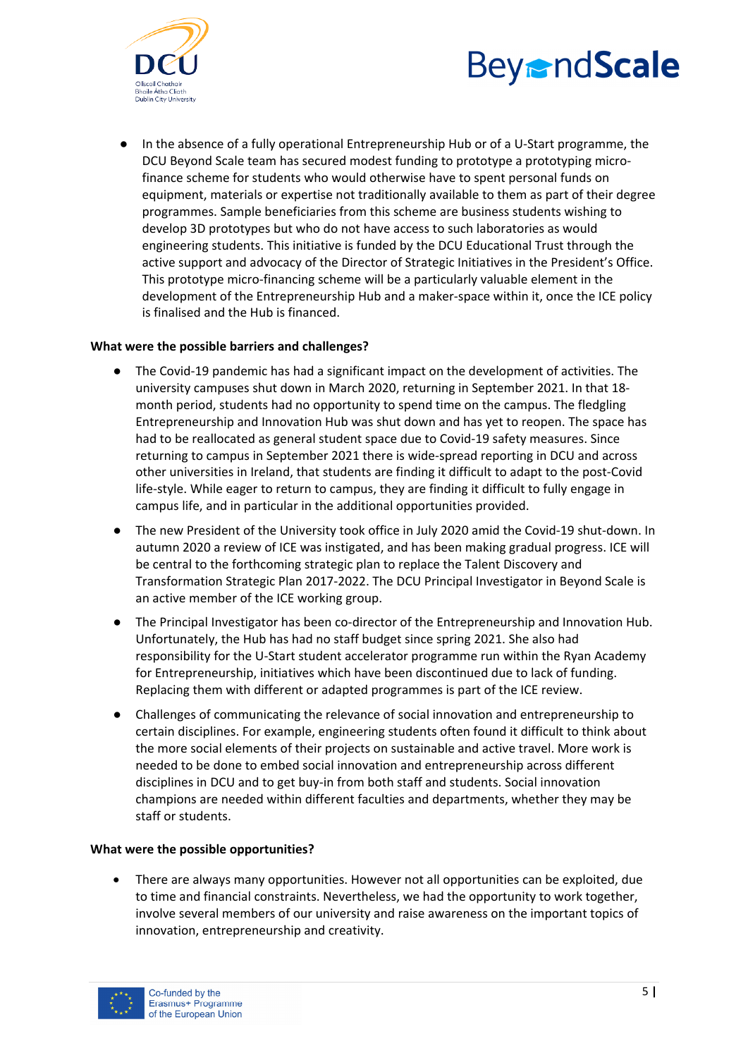- In the absence of a fully operational Entrepreneurship Hub or of a U-Start programme, the DCU Beyond Scale team has secured modest funding to prototype a prototyping micro-finance scheme for students who would otherwise have to spent personal funds on equipment, materials or expertise not traditionally available to them as part of their degree programmes. Sample beneficiaries from this scheme are business students wishing to develop 3D prototypes but who do not have access to such laboratories as would engineering students. This initiative is funded by the DCU Educational Trust through the active support and advocacy of the Director of Strategic Initiatives in the President's Office. This prototype micro-financing scheme will be a particularly valuable element in the development of the Entrepreneurship Hub and a maker-space within it, once the ICE policy is finalised and the Hub is financed.

**What were the possible barriers and challenges?**

- The Covid-19 pandemic has had a significant impact on the development of activities. The university campuses shut down in March 2020, returning in September 2021. In that 18-month period, students had no opportunity to spend time on the campus. The fledgling Entrepreneurship and Innovation Hub was shut down and has yet to reopen. The space has had to be reallocated as general student space due to Covid-19 safety measures. Since returning to campus in September 2021 there is wide-spread reporting in DCU and across other universities in Ireland, that students are finding it difficult to adapt to the post-Covid life-style. While eager to return to campus, they are finding it difficult to fully engage in campus life, and in particular in the additional opportunities provided.
- The new President of the University took office in July 2020 amid the Covid-19 shut-down. In autumn 2020 a review of ICE was instigated, and has been making gradual progress. ICE will be central to the forthcoming strategic plan to replace the Talent Discovery and Transformation Strategic Plan 2017-2022. The DCU Principal Investigator in Beyond Scale is an active member of the ICE working group.
- The Principal Investigator has been co-director of the Entrepreneurship and Innovation Hub. Unfortunately, the Hub has had no staff budget since spring 2021. She also had responsibility for the U-Start student accelerator programme run within the Ryan Academy for Entrepreneurship, initiatives which have been discontinued due to lack of funding. Replacing them with different or adapted programmes is part of the ICE review.
- Challenges of communicating the relevance of social innovation and entrepreneurship to certain disciplines. For example, engineering students often found it difficult to think about the more social elements of their projects on sustainable and active travel. More work is needed to be done to embed social innovation and entrepreneurship across different disciplines in DCU and to get buy-in from both staff and students. Social innovation champions are needed within different faculties and departments, whether they may be staff or students.

**What were the possible opportunities?**

- There are always many opportunities. However not all opportunities can be exploited, due to time and financial constraints. Nevertheless, we had the opportunity to work together, involve several members of our university and raise awareness on the important topics of innovation, entrepreneurship and creativity.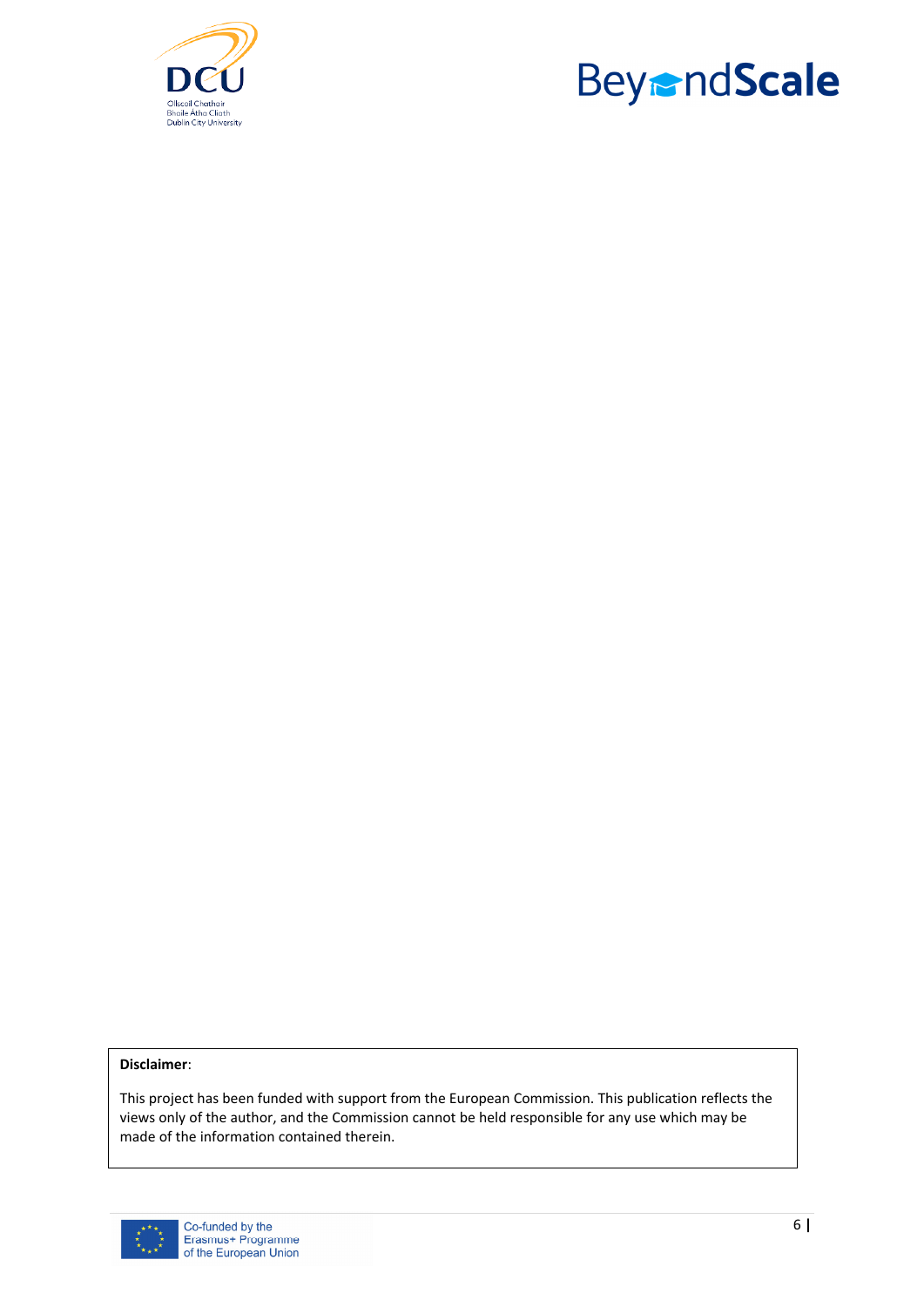**Disclaimer**:

This project has been funded with support from the European Commission. This publication reflects the views only of the author, and the Commission cannot be held responsible for any use which may be made of the information contained therein.